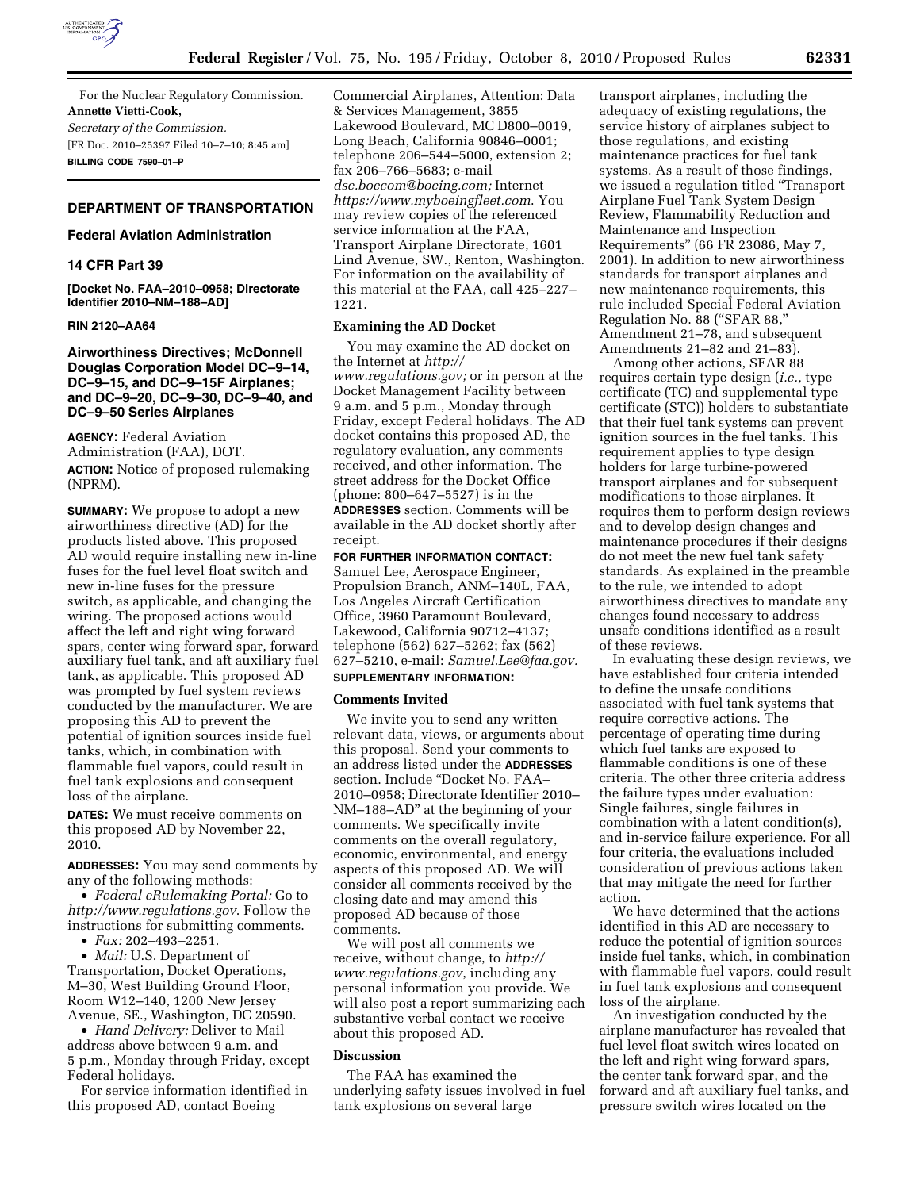For the Nuclear Regulatory Commission.

**Annette Vietti-Cook,**

*Secretary of the Commission.*

[FR Doc. 2010–25397 Filed 10–7–10; 8:45 am]

**BILLING CODE 7590–01–P**

---

## DEPARTMENT OF TRANSPORTATION

### Federal Aviation Administration

### 14 CFR Part 39

**[Docket No. FAA–2010–0958; Directorate Identifier 2010–NM–188–AD]**

**RIN 2120–AA64**

### Airworthiness Directives; McDonnell Douglas Corporation Model DC–9–14, DC–9–15, and DC–9–15F Airplanes; and DC–9–20, DC–9–30, DC–9–40, and DC–9–50 Series Airplanes

**AGENCY:** Federal Aviation Administration (FAA), DOT.

**ACTION:** Notice of proposed rulemaking (NPRM).

**SUMMARY:** We propose to adopt a new airworthiness directive (AD) for the products listed above. This proposed AD would require installing new in-line fuses for the fuel level float switch and new in-line fuses for the pressure switch, as applicable, and changing the wiring. The proposed actions would affect the left and right wing forward spars, center wing forward spar, forward auxiliary fuel tank, and aft auxiliary fuel tank, as applicable. This proposed AD was prompted by fuel system reviews conducted by the manufacturer. We are proposing this AD to prevent the potential of ignition sources inside fuel tanks, which, in combination with flammable fuel vapors, could result in fuel tank explosions and consequent loss of the airplane.

**DATES:** We must receive comments on this proposed AD by November 22, 2010.

**ADDRESSES:** You may send comments by any of the following methods:

- *Federal eRulemaking Portal:* Go to *http://www.regulations.gov*. Follow the instructions for submitting comments.
- *Fax:* 202–493–2251.
- *Mail:* U.S. Department of Transportation, Docket Operations, M–30, West Building Ground Floor, Room W12–140, 1200 New Jersey Avenue, SE., Washington, DC 20590.
- *Hand Delivery:* Deliver to Mail address above between 9 a.m. and 5 p.m., Monday through Friday, except Federal holidays.

For service information identified in this proposed AD, contact Boeing Commercial Airplanes, Attention: Data & Services Management, 3855 Lakewood Boulevard, MC D800–0019, Long Beach, California 90846–0001; telephone 206–544–5000, extension 2; fax 206–766–5683; e-mail *dse.boecom@boeing.com;* Internet *https://www.myboeingfleet.com*. You may review copies of the referenced service information at the FAA, Transport Airplane Directorate, 1601 Lind Avenue, SW., Renton, Washington. For information on the availability of this material at the FAA, call 425–227–1221.

#### Examining the AD Docket

You may examine the AD docket on the Internet at *http://www.regulations.gov;* or in person at the Docket Management Facility between 9 a.m. and 5 p.m., Monday through Friday, except Federal holidays. The AD docket contains this proposed AD, the regulatory evaluation, any comments received, and other information. The street address for the Docket Office (phone: 800–647–5527) is in the **ADDRESSES** section. Comments will be available in the AD docket shortly after receipt.

**FOR FURTHER INFORMATION CONTACT:** Samuel Lee, Aerospace Engineer, Propulsion Branch, ANM–140L, FAA, Los Angeles Aircraft Certification Office, 3960 Paramount Boulevard, Lakewood, California 90712–4137; telephone (562) 627–5262; fax (562) 627–5210, e-mail: *Samuel.Lee@faa.gov.*

**SUPPLEMENTARY INFORMATION:**

#### Comments Invited

We invite you to send any written relevant data, views, or arguments about this proposal. Send your comments to an address listed under the **ADDRESSES** section. Include "Docket No. FAA–2010–0958; Directorate Identifier 2010–NM–188–AD" at the beginning of your comments. We specifically invite comments on the overall regulatory, economic, environmental, and energy aspects of this proposed AD. We will consider all comments received by the closing date and may amend this proposed AD because of those comments.

We will post all comments we receive, without change, to *http://www.regulations.gov*, including any personal information you provide. We will also post a report summarizing each substantive verbal contact we receive about this proposed AD.

#### Discussion

The FAA has examined the underlying safety issues involved in fuel tank explosions on several large transport airplanes, including the adequacy of existing regulations, the service history of airplanes subject to those regulations, and existing maintenance practices for fuel tank systems. As a result of those findings, we issued a regulation titled "Transport Airplane Fuel Tank System Design Review, Flammability Reduction and Maintenance and Inspection Requirements" (66 FR 23086, May 7, 2001). In addition to new airworthiness standards for transport airplanes and new maintenance requirements, this rule included Special Federal Aviation Regulation No. 88 ("SFAR 88," Amendment 21–78, and subsequent Amendments 21–82 and 21–83).

Among other actions, SFAR 88 requires certain type design (*i.e.,* type certificate (TC) and supplemental type certificate (STC)) holders to substantiate that their fuel tank systems can prevent ignition sources in the fuel tanks. This requirement applies to type design holders for large turbine-powered transport airplanes and for subsequent modifications to those airplanes. It requires them to perform design reviews and to develop design changes and maintenance procedures if their designs do not meet the new fuel tank safety standards. As explained in the preamble to the rule, we intended to adopt airworthiness directives to mandate any changes found necessary to address unsafe conditions identified as a result of these reviews.

In evaluating these design reviews, we have established four criteria intended to define the unsafe conditions associated with fuel tank systems that require corrective actions. The percentage of operating time during which fuel tanks are exposed to flammable conditions is one of these criteria. The other three criteria address the failure types under evaluation: Single failures, single failures in combination with a latent condition(s), and in-service failure experience. For all four criteria, the evaluations included consideration of previous actions taken that may mitigate the need for further action.

We have determined that the actions identified in this AD are necessary to reduce the potential of ignition sources inside fuel tanks, which, in combination with flammable fuel vapors, could result in fuel tank explosions and consequent loss of the airplane.

An investigation conducted by the airplane manufacturer has revealed that fuel level float switch wires located on the left and right wing forward spars, the center tank forward spar, and the forward and aft auxiliary fuel tanks, and pressure switch wires located on the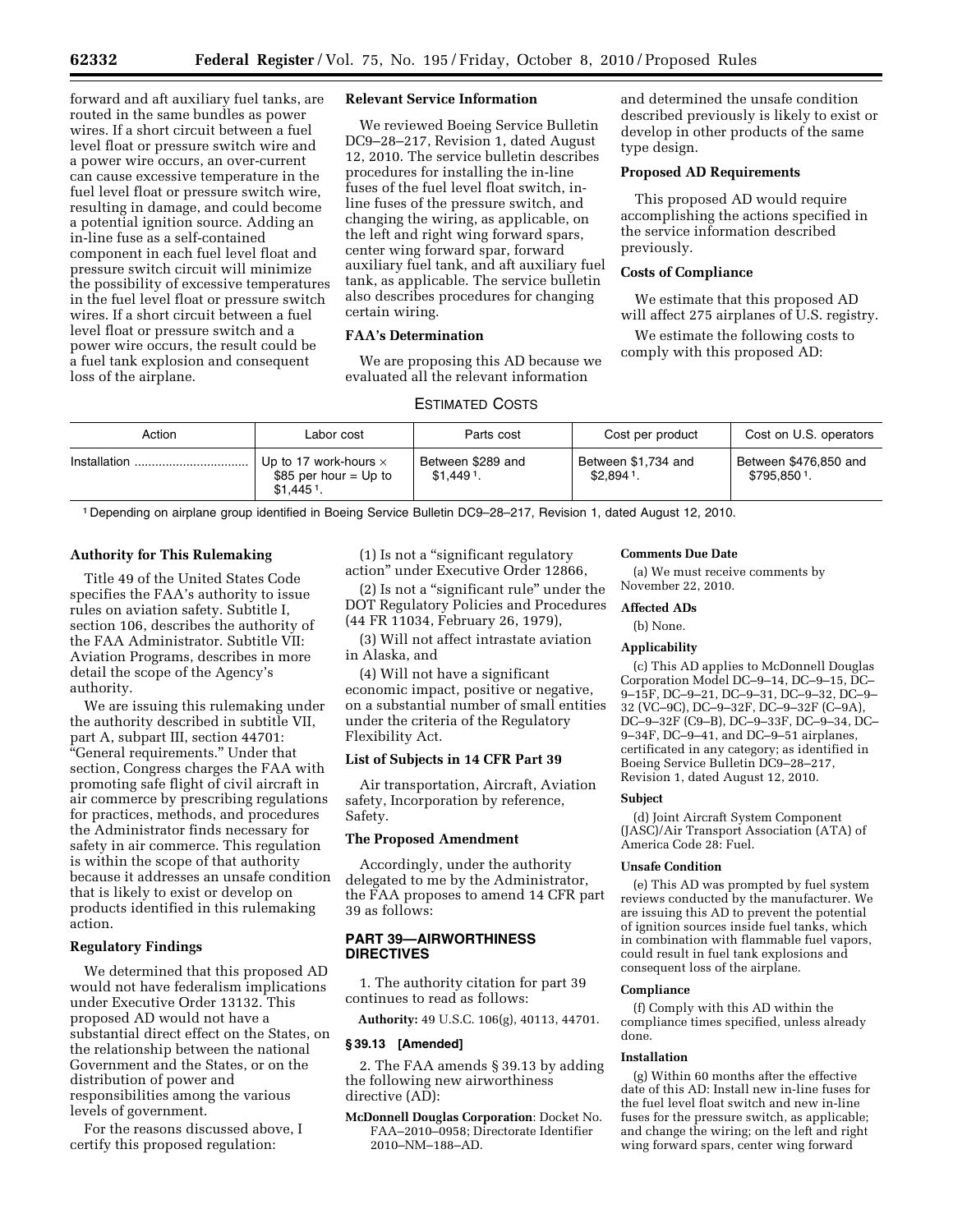forward and aft auxiliary fuel tanks, are routed in the same bundles as power wires. If a short circuit between a fuel level float or pressure switch wire and a power wire occurs, an over-current can cause excessive temperature in the fuel level float or pressure switch wire, resulting in damage, and could become a potential ignition source. Adding an in-line fuse as a self-contained component in each fuel level float and pressure switch circuit will minimize the possibility of excessive temperatures in the fuel level float or pressure switch wires. If a short circuit between a fuel level float or pressure switch and a power wire occurs, the result could be a fuel tank explosion and consequent loss of the airplane.

**Relevant Service Information**

We reviewed Boeing Service Bulletin DC9–28–217, Revision 1, dated August 12, 2010. The service bulletin describes procedures for installing the in-line fuses of the fuel level float switch, in-line fuses of the pressure switch, and changing the wiring, as applicable, on the left and right wing forward spars, center wing forward spar, forward auxiliary fuel tank, and aft auxiliary fuel tank, as applicable. The service bulletin also describes procedures for changing certain wiring.

**FAA's Determination**

We are proposing this AD because we evaluated all the relevant information and determined the unsafe condition described previously is likely to exist or develop in other products of the same type design.

**Proposed AD Requirements**

This proposed AD would require accomplishing the actions specified in the service information described previously.

**Costs of Compliance**

We estimate that this proposed AD will affect 275 airplanes of U.S. registry.

We estimate the following costs to comply with this proposed AD:

ESTIMATED COSTS

| Action | Labor cost | Parts cost | Cost per product | Cost on U.S. operators |
|---|---|---|---|---|
| Installation | Up to 17 work-hours × $85 per hour = Up to $1,445 [1]. | Between $289 and $1,449 [1]. | Between $1,734 and $2,894 [1]. | Between $476,850 and $795,850 [1]. |

[1] Depending on airplane group identified in Boeing Service Bulletin DC9–28–217, Revision 1, dated August 12, 2010.

**Authority for This Rulemaking**

Title 49 of the United States Code specifies the FAA's authority to issue rules on aviation safety. Subtitle I, section 106, describes the authority of the FAA Administrator. Subtitle VII: Aviation Programs, describes in more detail the scope of the Agency's authority.

We are issuing this rulemaking under the authority described in subtitle VII, part A, subpart III, section 44701: "General requirements." Under that section, Congress charges the FAA with promoting safe flight of civil aircraft in air commerce by prescribing regulations for practices, methods, and procedures the Administrator finds necessary for safety in air commerce. This regulation is within the scope of that authority because it addresses an unsafe condition that is likely to exist or develop on products identified in this rulemaking action.

**Regulatory Findings**

We determined that this proposed AD would not have federalism implications under Executive Order 13132. This proposed AD would not have a substantial direct effect on the States, on the relationship between the national Government and the States, or on the distribution of power and responsibilities among the various levels of government.

For the reasons discussed above, I certify this proposed regulation:

(1) Is not a "significant regulatory action" under Executive Order 12866,

(2) Is not a "significant rule" under the DOT Regulatory Policies and Procedures (44 FR 11034, February 26, 1979),

(3) Will not affect intrastate aviation in Alaska, and

(4) Will not have a significant economic impact, positive or negative, on a substantial number of small entities under the criteria of the Regulatory Flexibility Act.

**List of Subjects in 14 CFR Part 39**

Air transportation, Aircraft, Aviation safety, Incorporation by reference, Safety.

**The Proposed Amendment**

Accordingly, under the authority delegated to me by the Administrator, the FAA proposes to amend 14 CFR part 39 as follows:

**PART 39—AIRWORTHINESS DIRECTIVES**

1. The authority citation for part 39 continues to read as follows:

**Authority:** 49 U.S.C. 106(g), 40113, 44701.

**§ 39.13 [Amended]**

2. The FAA amends § 39.13 by adding the following new airworthiness directive (AD):

**McDonnell Douglas Corporation**: Docket No. FAA–2010–0958; Directorate Identifier 2010–NM–188–AD.

**Comments Due Date**

(a) We must receive comments by November 22, 2010.

**Affected ADs**

(b) None.

**Applicability**

(c) This AD applies to McDonnell Douglas Corporation Model DC–9–14, DC–9–15, DC–9–15F, DC–9–21, DC–9–31, DC–9–32, DC–9–32 (VC–9C), DC–9–32F, DC–9–32F (C–9A), DC–9–32F (C9–B), DC–9–33F, DC–9–34, DC–9–34F, DC–9–41, and DC–9–51 airplanes, certificated in any category; as identified in Boeing Service Bulletin DC9–28–217, Revision 1, dated August 12, 2010.

**Subject**

(d) Joint Aircraft System Component (JASC)/Air Transport Association (ATA) of America Code 28: Fuel.

**Unsafe Condition**

(e) This AD was prompted by fuel system reviews conducted by the manufacturer. We are issuing this AD to prevent the potential of ignition sources inside fuel tanks, which in combination with flammable fuel vapors, could result in fuel tank explosions and consequent loss of the airplane.

**Compliance**

(f) Comply with this AD within the compliance times specified, unless already done.

**Installation**

(g) Within 60 months after the effective date of this AD: Install new in-line fuses for the fuel level float switch and new in-line fuses for the pressure switch, as applicable; and change the wiring; on the left and right wing forward spars, center wing forward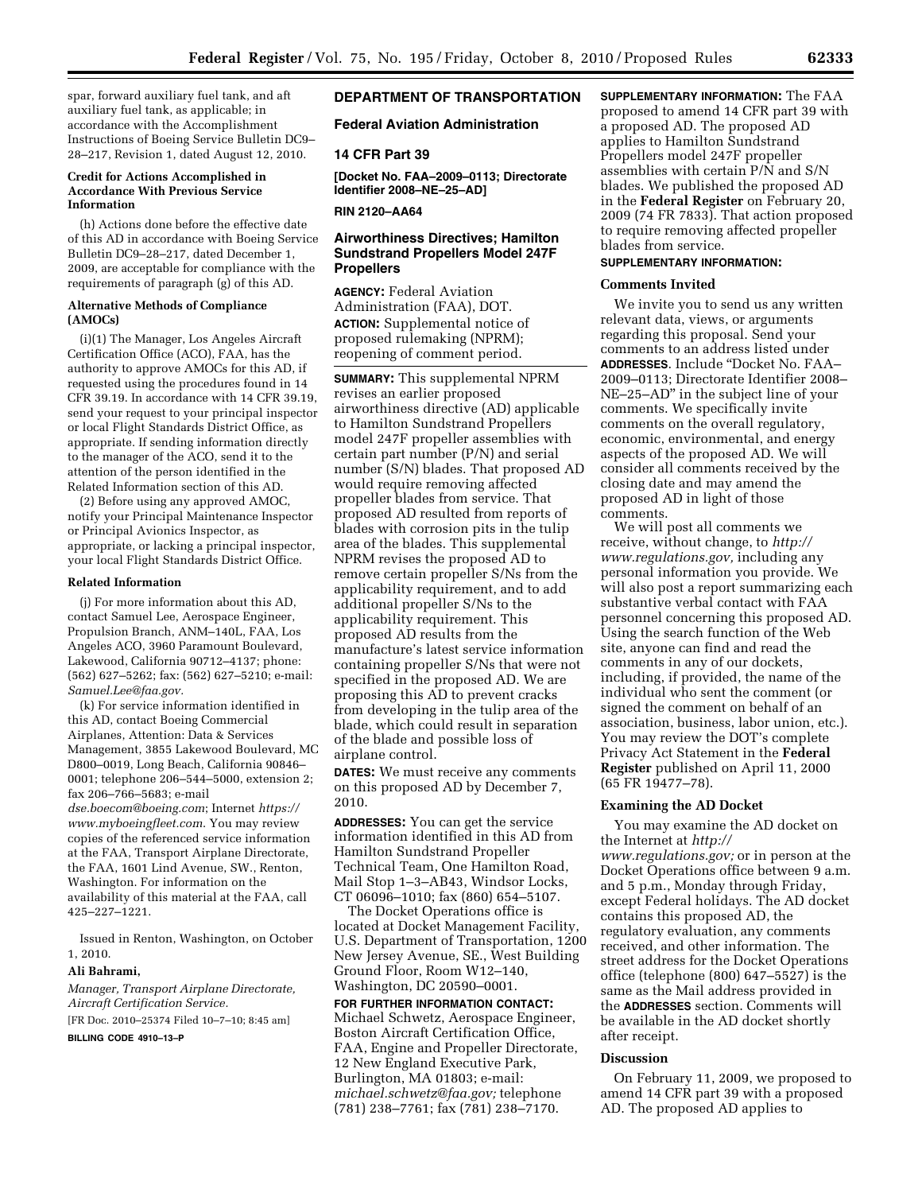spar, forward auxiliary fuel tank, and aft auxiliary fuel tank, as applicable; in accordance with the Accomplishment Instructions of Boeing Service Bulletin DC9–28–217, Revision 1, dated August 12, 2010.

**Credit for Actions Accomplished in Accordance With Previous Service Information**

(h) Actions done before the effective date of this AD in accordance with Boeing Service Bulletin DC9–28–217, dated December 1, 2009, are acceptable for compliance with the requirements of paragraph (g) of this AD.

**Alternative Methods of Compliance (AMOCs)**

(i)(1) The Manager, Los Angeles Aircraft Certification Office (ACO), FAA, has the authority to approve AMOCs for this AD, if requested using the procedures found in 14 CFR 39.19. In accordance with 14 CFR 39.19, send your request to your principal inspector or local Flight Standards District Office, as appropriate. If sending information directly to the manager of the ACO, send it to the attention of the person identified in the Related Information section of this AD.

(2) Before using any approved AMOC, notify your Principal Maintenance Inspector or Principal Avionics Inspector, as appropriate, or lacking a principal inspector, your local Flight Standards District Office.

**Related Information**

(j) For more information about this AD, contact Samuel Lee, Aerospace Engineer, Propulsion Branch, ANM–140L, FAA, Los Angeles ACO, 3960 Paramount Boulevard, Lakewood, California 90712–4137; phone: (562) 627–5262; fax: (562) 627–5210; e-mail: *Samuel.Lee@faa.gov.*

(k) For service information identified in this AD, contact Boeing Commercial Airplanes, Attention: Data & Services Management, 3855 Lakewood Boulevard, MC D800–0019, Long Beach, California 90846–0001; telephone 206–544–5000, extension 2; fax 206–766–5683; e-mail *dse.boecom@boeing.com*; Internet *https://www.myboeingfleet.com.* You may review copies of the referenced service information at the FAA, Transport Airplane Directorate, the FAA, 1601 Lind Avenue, SW., Renton, Washington. For information on the availability of this material at the FAA, call 425–227–1221.

Issued in Renton, Washington, on October 1, 2010.

**Ali Bahrami,**

*Manager, Transport Airplane Directorate, Aircraft Certification Service.*

[FR Doc. 2010–25374 Filed 10–7–10; 8:45 am]

**BILLING CODE 4910–13–P**

## DEPARTMENT OF TRANSPORTATION

### Federal Aviation Administration

### 14 CFR Part 39

**[Docket No. FAA–2009–0113; Directorate Identifier 2008–NE–25–AD]**

**RIN 2120–AA64**

### Airworthiness Directives; Hamilton Sundstrand Propellers Model 247F Propellers

**AGENCY:** Federal Aviation Administration (FAA), DOT.

**ACTION:** Supplemental notice of proposed rulemaking (NPRM); reopening of comment period.

**SUMMARY:** This supplemental NPRM revises an earlier proposed airworthiness directive (AD) applicable to Hamilton Sundstrand Propellers model 247F propeller assemblies with certain part number (P/N) and serial number (S/N) blades. That proposed AD would require removing affected propeller blades from service. That proposed AD resulted from reports of blades with corrosion pits in the tulip area of the blades. This supplemental NPRM revises the proposed AD to remove certain propeller S/Ns from the applicability requirement, and to add additional propeller S/Ns to the applicability requirement. This proposed AD results from the manufacture's latest service information containing propeller S/Ns that were not specified in the proposed AD. We are proposing this AD to prevent cracks from developing in the tulip area of the blade, which could result in separation of the blade and possible loss of airplane control.

**DATES:** We must receive any comments on this proposed AD by December 7, 2010.

**ADDRESSES:** You can get the service information identified in this AD from Hamilton Sundstrand Propeller Technical Team, One Hamilton Road, Mail Stop 1–3–AB43, Windsor Locks, CT 06096–1010; fax (860) 654–5107.

The Docket Operations office is located at Docket Management Facility, U.S. Department of Transportation, 1200 New Jersey Avenue, SE., West Building Ground Floor, Room W12–140, Washington, DC 20590–0001.

**FOR FURTHER INFORMATION CONTACT:** Michael Schwetz, Aerospace Engineer, Boston Aircraft Certification Office, FAA, Engine and Propeller Directorate, 12 New England Executive Park, Burlington, MA 01803; e-mail: *michael.schwetz@faa.gov;* telephone (781) 238–7761; fax (781) 238–7170.

**SUPPLEMENTARY INFORMATION:** The FAA proposed to amend 14 CFR part 39 with a proposed AD. The proposed AD applies to Hamilton Sundstrand Propellers model 247F propeller assemblies with certain P/N and S/N blades. We published the proposed AD in the **Federal Register** on February 20, 2009 (74 FR 7833). That action proposed to require removing affected propeller blades from service.

**SUPPLEMENTARY INFORMATION:**

**Comments Invited**

We invite you to send us any written relevant data, views, or arguments regarding this proposal. Send your comments to an address listed under **ADDRESSES**. Include "Docket No. FAA–2009–0113; Directorate Identifier 2008–NE–25–AD" in the subject line of your comments. We specifically invite comments on the overall regulatory, economic, environmental, and energy aspects of the proposed AD. We will consider all comments received by the closing date and may amend the proposed AD in light of those comments.

We will post all comments we receive, without change, to *http://www.regulations.gov,* including any personal information you provide. We will also post a report summarizing each substantive verbal contact with FAA personnel concerning this proposed AD. Using the search function of the Web site, anyone can find and read the comments in any of our dockets, including, if provided, the name of the individual who sent the comment (or signed the comment on behalf of an association, business, labor union, etc.). You may review the DOT's complete Privacy Act Statement in the **Federal Register** published on April 11, 2000 (65 FR 19477–78).

**Examining the AD Docket**

You may examine the AD docket on the Internet at *http://www.regulations.gov;* or in person at the Docket Operations office between 9 a.m. and 5 p.m., Monday through Friday, except Federal holidays. The AD docket contains this proposed AD, the regulatory evaluation, any comments received, and other information. The street address for the Docket Operations office (telephone (800) 647–5527) is the same as the Mail address provided in the **ADDRESSES** section. Comments will be available in the AD docket shortly after receipt.

**Discussion**

On February 11, 2009, we proposed to amend 14 CFR part 39 with a proposed AD. The proposed AD applies to